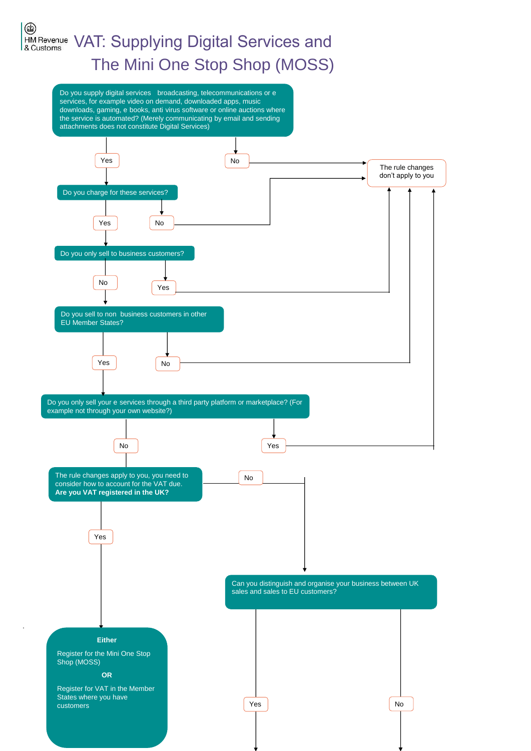HM Revenue & Customs

# VAT: Supplying Digital Services and The Mini One Stop Shop (MOSS)

Do you supply digital services broadcasting, telecommunications or e services, for example video on demand, downloaded apps, music downloads, gaming, e books, anti virus software or online auctions where the service is automated? (Merely communicating by email and sending attachments does not constitute Digital Services)

- Yes → Do you charge for these services?
- No → The rule changes don't apply to you

Do you charge for these services?

- Yes → Do you only sell to business customers?
- No → The rule changes don't apply to you

Do you only sell to business customers?

- No → Do you sell to non business customers in other EU Member States?
- Yes → The rule changes don't apply to you

Do you sell to non business customers in other EU Member States?

- Yes → Do you only sell your e services through a third party platform or marketplace? (For example not through your own website?)
- No → The rule changes don't apply to you

Do you only sell your e services through a third party platform or marketplace? (For example not through your own website?)

- No → The rule changes apply to you, you need to consider how to account for the VAT due. **Are you VAT registered in the UK?**
- Yes → The rule changes don't apply to you

The rule changes apply to you, you need to consider how to account for the VAT due. **Are you VAT registered in the UK?**

- Yes → **Either** Register for the Mini One Stop Shop (MOSS) **OR** Register for VAT in the Member States where you have customers
- No → Can you distinguish and organise your business between UK sales and sales to EU customers?

Can you distinguish and organise your business between UK sales and sales to EU customers?

- Yes
- No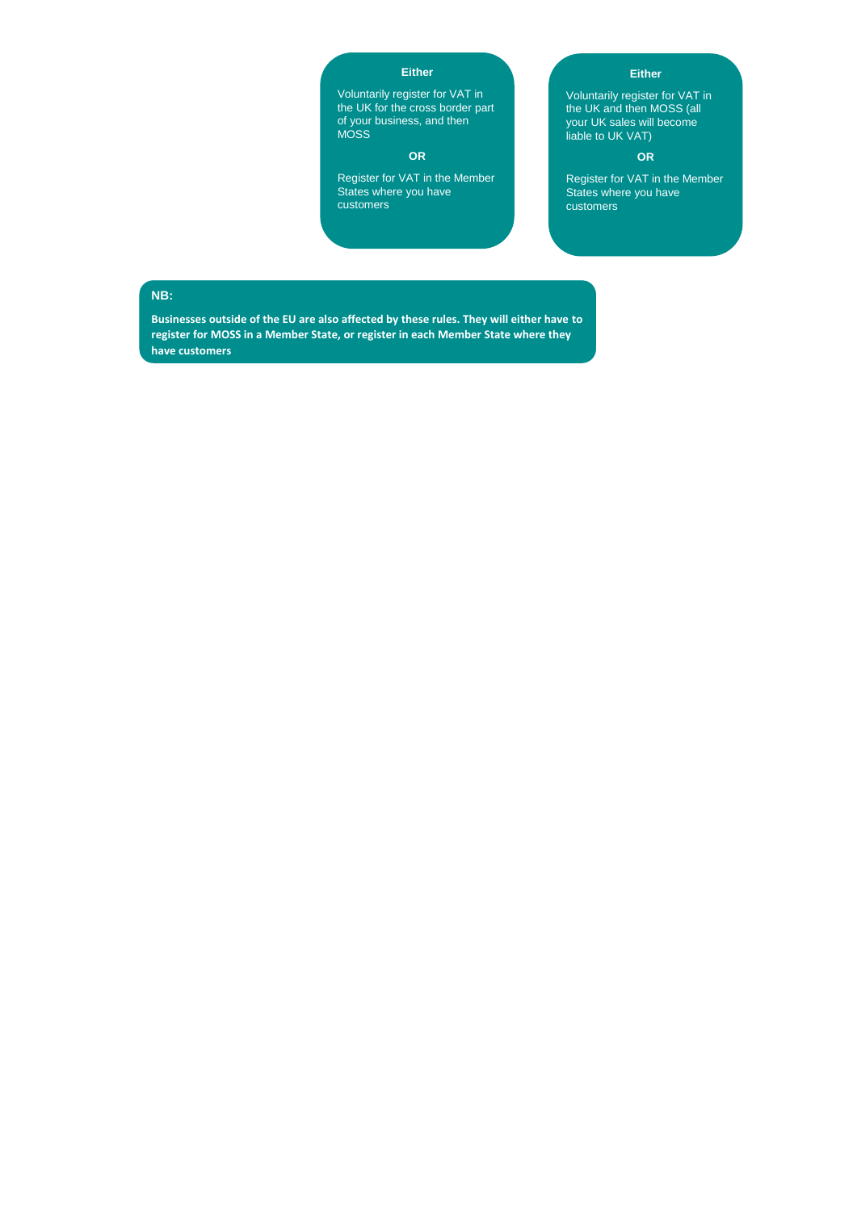**Either**

Voluntarily register for VAT in the UK for the cross border part of your business, and then MOSS

**OR**

Register for VAT in the Member States where you have customers

**Either**

Voluntarily register for VAT in the UK and then MOSS (all your UK sales will become liable to UK VAT)

**OR**

Register for VAT in the Member States where you have customers

**NB:**

**Businesses outside of the EU are also affected by these rules. They will either have to register for MOSS in a Member State, or register in each Member State where they have customers**